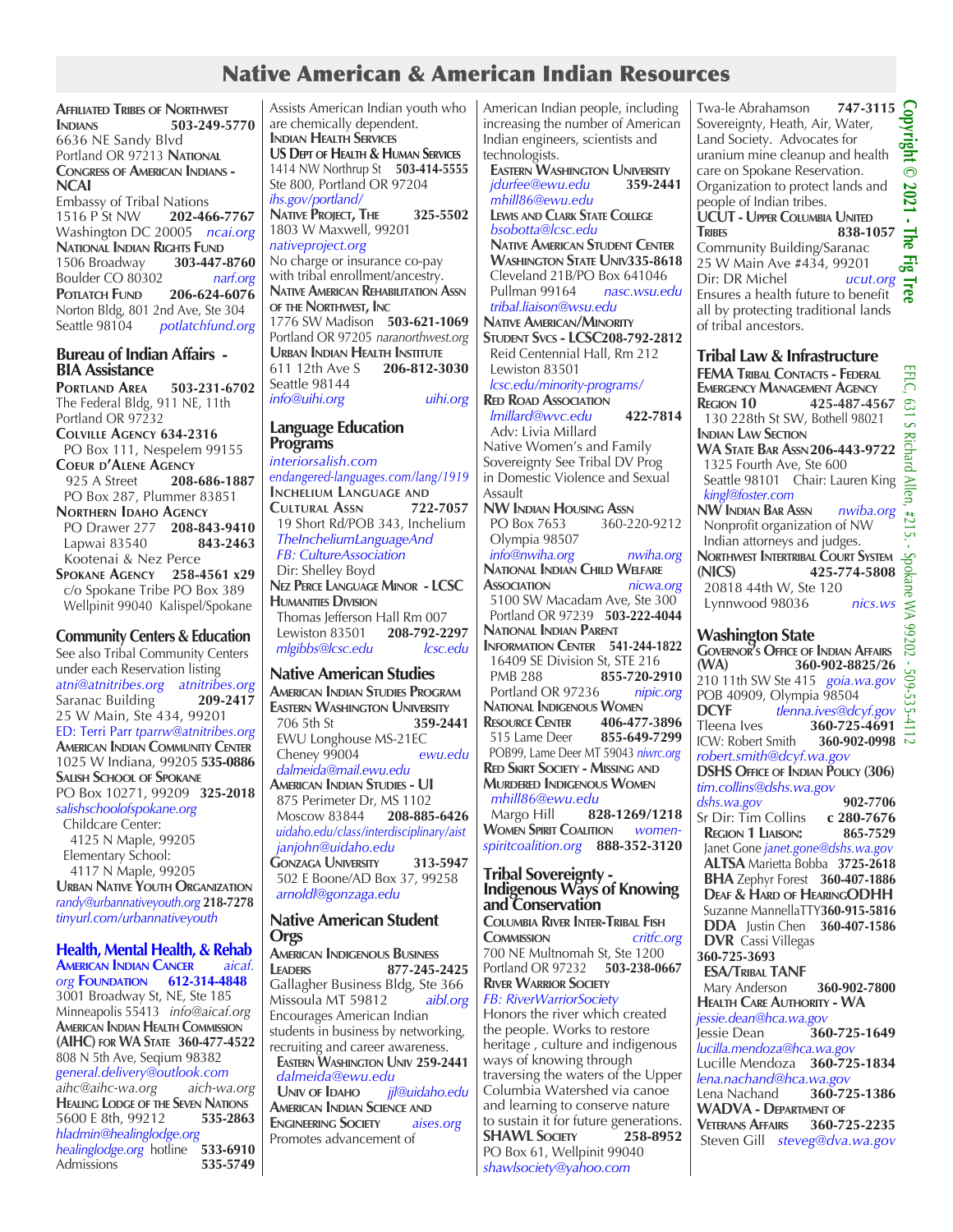# Native American & American Indian Resources

**Affiliated Tribes of Northwest Indians** 503-249-5770
6636 NE Sandy Blvd
Portland OR 97213

**National Congress of American Indians - NCAI**
Embassy of Tribal Nations
1516 P St NW 202-466-7767
Washington DC 20005 ncai.org

**National Indian Rights Fund**
1506 Broadway 303-447-8760
Boulder CO 80302 narf.org

**Potlatch Fund** 206-624-6076
Norton Bldg, 801 2nd Ave, Ste 304
Seattle 98104 potlatchfund.org

## Bureau of Indian Affairs - BIA Assistance

**Portland Area** 503-231-6702
The Federal Bldg, 911 NE, 11th
Portland OR 97232

**Colville Agency** 634-2316
PO Box 111, Nespelem 99155

**Coeur d'Alene Agency**
925 A Street 208-686-1887
PO Box 287, Plummer 83851

**Northern Idaho Agency**
PO Drawer 277 208-843-9410
Lapwai 83540 843-2463
Kootenai & Nez Perce

**Spokane Agency** 258-4561 x29
c/o Spokane Tribe PO Box 389
Wellpinit 99040 Kalispel/Spokane

## Community Centers & Education

See also Tribal Community Centers under each Reservation listing
atni@atnitribes.org atnitribes.org
Saranac Building 209-2417
25 W Main, Ste 434, 99201
ED: Terri Parr tparrw@atnitribes.org

**American Indian Community Center**
1025 W Indiana, 99205 535-0886

**Salish School of Spokane**
PO Box 10271, 99209 325-2018
salishschoolofspokane.org
Childcare Center:
4125 N Maple, 99205
Elementary School:
4117 N Maple, 99205

**Urban Native Youth Organization**
randy@urbannativeyouth.org 218-7278
tinyurl.com/urbannativeyouth

## Health, Mental Health, & Rehab

**American Indian Cancer Foundation** aicaf.org 612-314-4848
3001 Broadway St, NE, Ste 185
Minneapolis 55413 info@aicaf.org

**American Indian Health Commission (AIHC) for WA State** 360-477-4522
808 N 5th Ave, Sequim 98382
general.delivery@outlook.com
aihc@aihc-wa.org aich-wa.org

**Healing Lodge of the Seven Nations**
5600 E 8th, 99212 535-2863
hladmin@healinglodge.org
healinglodge.org hotline 533-6910
Admissions 535-5749
Assists American Indian youth who are chemically dependent.

**Indian Health Services**
**US Dept of Health & Human Services**
1414 NW Northrup St 503-414-5555
Ste 800, Portland OR 97204
ihs.gov/portland/

**Native Project, The** 325-5502
1803 W Maxwell, 99201
nativeproject.org
No charge or insurance co-pay with tribal enrollment/ancestry.

**Native American Rehabilitation Assn of the Northwest, Inc**
1776 SW Madison 503-621-1069
Portland OR 97205 naranorthwest.org

**Urban Indian Health Institute**
611 12th Ave S 206-812-3030
Seattle 98144
info@uihi.org uihi.org

## Language Education Programs

interiorsalish.com
endangered-languages.com/lang/1919

**Inchelium Language and Cultural Assn** 722-7057
19 Short Rd/POB 343, Inchelium
TheIncheliumLanguageAnd
FB: CultureAssociation
Dir: Shelley Boyd

**Nez Perce Language Minor - LCSC Humanities Division**
Thomas Jefferson Hall Rm 007
Lewiston 83501 208-792-2297
mlgibbs@lcsc.edu lcsc.edu

## Native American Studies

**American Indian Studies Program Eastern Washington University**
706 5th St 359-2441
EWU Longhouse MS-21EC
Cheney 99004 ewu.edu
dalmeida@mail.ewu.edu

**American Indian Studies - UI**
875 Perimeter Dr, MS 1102
Moscow 83844 208-885-6426
uidaho.edu/class/interdisciplinary/aist
janjohn@uidaho.edu

**Gonzaga University** 313-5947
502 E Boone/AD Box 37, 99258
arnoldl@gonzaga.edu

## Native American Student Orgs

**American Indigenous Business Leaders** 877-245-2425
Gallagher Business Bldg, Ste 366
Missoula MT 59812 aibl.org
Encourages American Indian students in business by networking, recruiting and career awareness.
**Eastern Washington Univ** 259-2441
dalmeida@ewu.edu
**Univ of Idaho** jjl@uidaho.edu

**American Indian Science and Engineering Society** aises.org
Promotes advancement of American Indian people, including increasing the number of American Indian engineers, scientists and technologists.
**Eastern Washington University**
jdurfee@ewu.edu 359-2441
mhill86@ewu.edu
**Lewis and Clark State College**
bsobotta@lcsc.edu
**Native American Student Center Washington State Univ** 335-8618
Cleveland 21B/PO Box 641046
Pullman 99164 nasc.wsu.edu
tribal.liaison@wsu.edu

**Native American/Minority Student Svcs - LCSC** 208-792-2812
Reid Centennial Hall, Rm 212
Lewiston 83501
lcsc.edu/minority-programs/

**Red Road Association**
lmillard@wvc.edu 422-7814
Adv: Livia Millard
Native Women's and Family Sovereignty See Tribal DV Prog in Domestic Violence and Sexual Assault

**NW Indian Housing Assn**
PO Box 7653 360-220-9212
Olympia 98507
info@nwiha.org nwiha.org

**National Indian Child Welfare Association** nicwa.org
5100 SW Macadam Ave, Ste 300
Portland OR 97239 503-222-4044

**National Indian Parent Information Center** 541-244-1822
16409 SE Division St, STE 216
PMB 288 855-720-2910
Portland OR 97236 nipic.org

**National Indigenous Women Resource Center** 406-477-3896
515 Lame Deer 855-649-7299
POB99, Lame Deer MT 59043 niwrc.org

**Red Skirt Society - Missing and Murdered Indigenous Women**
mhill86@ewu.edu
Margo Hill 828-1269/1218

**Women Spirit Coalition** women-spiritcoalition.org 888-352-3120

## Tribal Sovereignty - Indigenous Ways of Knowing and Conservation

**Columbia River Inter-Tribal Fish Commission** critfc.org
700 NE Multnomah St, Ste 1200
Portland OR 97232 503-238-0667

**River Warrior Society**
FB: RiverWarriorSociety
Honors the river which created the people. Works to restore heritage , culture and indigenous ways of knowing through traversing the waters of the Upper Columbia Watershed via canoe and learning to conserve nature to sustain it for future generations.

**SHAWL Society** 258-8952
PO Box 61, Wellpinit 99040
shawlsociety@yahoo.com
Twa-le Abrahamson 747-3115
Sovereignty, Heath, Air, Water, Land Society. Advocates for uranium mine cleanup and health care on Spokane Reservation. Organization to protect lands and people of Indian tribes.

**UCUT - Upper Columbia United Tribes** 838-1057
Community Building/Saranac
25 W Main Ave #434, 99201
Dir: DR Michel ucut.org
Ensures a health future to benefit all by protecting traditional lands of tribal ancestors.

## Tribal Law & Infrastructure

**FEMA Tribal Contacts - Federal Emergency Management Agency Region 10** 425-487-4567
130 228th St SW, Bothell 98021

**Indian Law Section**
**WA State Bar Assn** 206-443-9722
1325 Fourth Ave, Ste 600
Seattle 98101 Chair: Lauren King
kingl@foster.com

**NW Indian Bar Assn** nwiba.org
Nonprofit organization of NW Indian attorneys and judges.

**Northwest Intertribal Court System (NICS)** 425-774-5808
20818 44th W, Ste 120
Lynnwood 98036 nics.ws

## Washington State

**Governor's Office of Indian Affairs (WA)** 360-902-8825/26
210 11th SW Ste 415 goia.wa.gov
POB 40909, Olympia 98504

**DCYF** tlenna.ives@dcyf.gov
Tleena Ives 360-725-4691
ICW: Robert Smith 360-902-0998
robert.smith@dcyf.wa.gov

**DSHS Office of Indian Policy (306)**
tim.collins@dshs.wa.gov
dshs.wa.gov 902-7706
Sr Dir: Tim Collins c 280-7676
**Region 1 Liaison:** 865-7529
Janet Gone janet.gone@dshs.wa.gov
**ALTSA** Marietta Bobba 3725-2618
**BHA** Zephyr Forest 360-407-1886
**Deaf & Hard of Hearing ODHH**
Suzanne Mannella TTY 360-915-5816
**DDA** Justin Chen 360-407-1586
**DVR** Cassi Villegas
360-725-3693
**ESA/Tribal TANF**
Mary Anderson 360-902-7800

**Health Care Authority - WA**
jessie.dean@hca.wa.gov
Jessie Dean 360-725-1649
lucilla.mendoza@hca.wa.gov
Lucille Mendoza 360-725-1834
lena.nachand@hca.wa.gov
Lena Nachand 360-725-1386

**WADVA - Department of Veterans Affairs** 360-725-2235
Steven Gill steveg@dva.wa.gov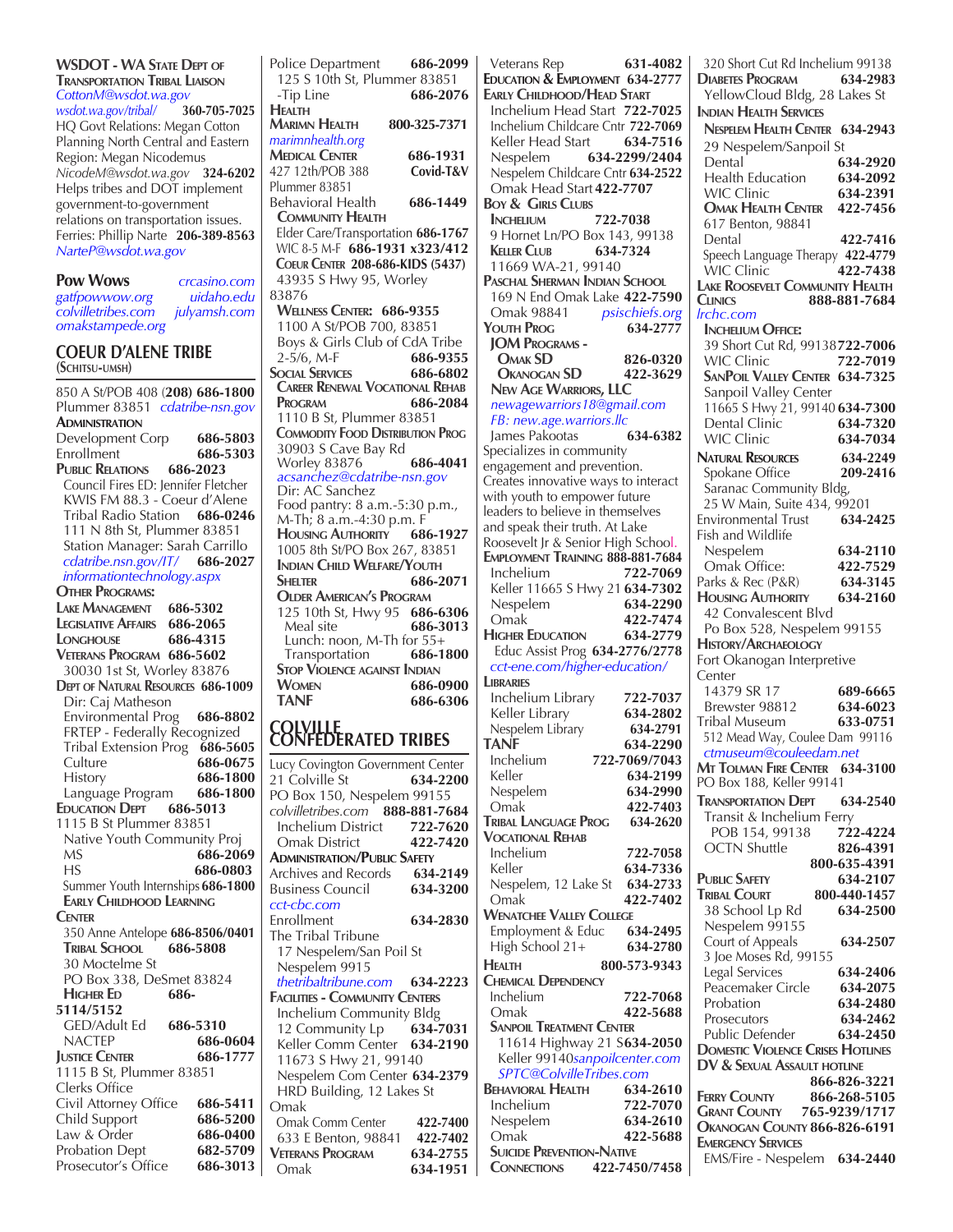**WSDOT - WA State Dept of Transportation Tribal Liaison**
*CottonM@wsdot.wa.gov*
*wsdot.wa.gov/tribal/* **360-705-7025**
HQ Govt Relations: Megan Cotton
Planning North Central and Eastern Region: Megan Nicodemus
*NicodeM@wsdot.wa.gov* **324-6202**
Helps tribes and DOT implement government-to-government relations on transportation issues.
Ferries: Phillip Narte **206-389-8563**
*NarteP@wsdot.wa.gov*

**Pow Wows** *crcasino.com*
*gatfpowwow.org* *uidaho.edu*
*colvilletribes.com* *julyamsh.com*
*omakstampede.org*

## COEUR D'ALENE TRIBE
**(Schitsu-umsh)**

850 A St/POB 408 (**208) 686-1800**
Plummer 83851 *cdatribe-nsn.gov*
**Administration**
Development Corp **686-5803**
Enrollment **686-5303**
**Public Relations 686-2023**
Council Fires ED: Jennifer Fletcher
KWIS FM 88.3 - Coeur d'Alene
Tribal Radio Station **686-0246**
111 N 8th St, Plummer 83851
Station Manager: Sarah Carrillo
*cdatribe.nsn.gov/IT/* **686-2027**
*informationtechnology.aspx*
**Other Programs:**
**Lake Management 686-5302**
**Legislative Affairs 686-2065**
**Longhouse 686-4315**
**Veterans Program 686-5602**
30030 1st St, Worley 83876
**Dept of Natural Resources 686-1009**
Dir: Caj Matheson
Environmental Prog **686-8802**
FRTEP - Federally Recognized
Tribal Extension Prog **686-5605**
Culture **686-0675**
History **686-1800**
Language Program **686-1800**
**Education Dept 686-5013**
1115 B St Plummer 83851
Native Youth Community Proj
MS **686-2069**
HS **686-0803**
Summer Youth Internships **686-1800**
**Early Childhood Learning Center**
350 Anne Antelope **686-8506/0401**
**Tribal School 686-5808**
30 Moctelme St
PO Box 338, DeSmet 83824
**Higher Ed 686-5114/5152**
GED/Adult Ed **686-5310**
NACTEP **686-0604**
**Justice Center 686-1777**
1115 B St, Plummer 83851
Clerks Office
Civil Attorney Office **686-5411**
Child Support **686-5200**
Law & Order **686-0400**
Probation Dept **682-5709**
Prosecutor's Office **686-3013**
Police Department **686-2099**
125 S 10th St, Plummer 83851
-Tip Line **686-2076**
**Health**
**Marimn Health 800-325-7371**
*marimnhealth.org*
**Medical Center 686-1931**
427 12th/POB 388 **Covid-T&V**
Plummer 83851
Behavioral Health **686-1449**
**Community Health**
Elder Care/Transportation **686-1767**
WIC 8-5 M-F **686-1931 x323/412**
**Coeur Center 208-686-KIDS (5437)**
43935 S Hwy 95, Worley 83876
**Wellness Center: 686-9355**
1100 A St/POB 700, 83851
Boys & Girls Club of CdA Tribe
2-5/6, M-F **686-9355**
**Social Services 686-6802**
**Career Renewal Vocational Rehab Program 686-2084**
1110 B St, Plummer 83851
**Commodity Food Distribution Prog**
30903 S Cave Bay Rd
Worley 83876 **686-4041**
*acsanchez@cdatribe-nsn.gov*
Dir: AC Sanchez
Food pantry: 8 a.m.-5:30 p.m., M-Th; 8 a.m.-4:30 p.m. F
**Housing Authority 686-1927**
1005 8th St/PO Box 267, 83851
**Indian Child Welfare/Youth Shelter 686-2071**
**Older American's Program**
125 10th St, Hwy 95 **686-6306**
Meal site **686-3013**
Lunch: noon, M-Th for 55+
Transportation **686-1800**
**Stop Violence against Indian Women 686-0900**
**TANF 686-6306**

## COLVILLE CONFEDERATED TRIBES

Lucy Covington Government Center
21 Colville St **634-2200**
PO Box 150, Nespelem 99155
*colvilletribes.com* **888-881-7684**
Inchelium District **722-7620**
Omak District **422-7420**
**Administration/Public Safety**
Archives and Records **634-2149**
Business Council **634-3200**
*cct-cbc.com*
Enrollment **634-2830**
The Tribal Tribune
17 Nespelem/San Poil St
Nespelem 9915
*thetribaltribune.com* **634-2223**
**Facilities - Community Centers**
Inchelium Community Bldg
12 Community Lp **634-7031**
Keller Comm Center **634-2190**
11673 S Hwy 21, 99140
Nespelem Com Center **634-2379**
HRD Building, 12 Lakes St
Omak
Omak Comm Center **422-7400**
633 E Benton, 98841 **422-7402**
**Veterans Program 634-2755**
Omak **634-1951**
Veterans Rep **631-4082**
**Education & Employment 634-2777**
**Early Childhood/Head Start**
Inchelium Head Start **722-7025**
Inchelium Childcare Cntr **722-7069**
Keller Head Start **634-7516**
Nespelem **634-2299/2404**
Nespelem Childcare Cntr **634-2522**
Omak Head Start **422-7707**
**Boy & Girls Clubs**
**Inchelium 722-7038**
9 Hornet Ln/PO Box 143, 99138
**Keller Club 634-7324**
11669 WA-21, 99140
**Paschal Sherman Indian School**
169 N End Omak Lake **422-7590**
Omak 98841 *psischiefs.org*
**Youth Prog 634-2777**
**JOM Programs -**
**Omak SD 826-0320**
**Okanogan SD 422-3629**
**New Age Warriors, LLC**
*newagewarriors18@gmail.com*
*FB: new.age.warriors.llc*
James Pakootas **634-6382**
Specializes in community engagement and prevention. Creates innovative ways to interact with youth to empower future leaders to believe in themselves and speak their truth. At Lake Roosevelt Jr & Senior High School.
**Employment Training 888-881-7684**
Inchelium **722-7069**
Keller 11665 S Hwy 21 **634-7302**
Nespelem **634-2290**
Omak **422-7474**
**Higher Education 634-2779**
Educ Assist Prog **634-2776/2778**
*cct-ene.com/higher-education/*
**Libraries**
Inchelium Library **722-7037**
Keller Library **634-2802**
Nespelem Library **634-2791**
**TANF 634-2290**
Inchelium **722-7069/7043**
Keller **634-2199**
Nespelem **634-2990**
Omak **422-7403**
**Tribal Language Prog 634-2620**
**Vocational Rehab**
Inchelium **722-7058**
Keller **634-7336**
Nespelem, 12 Lake St **634-2733**
Omak **422-7402**
**Wenatchee Valley College**
Employment & Educ **634-2495**
High School 21+ **634-2780**
**Health 800-573-9343**
**Chemical Dependency**
Inchelium **722-7068**
Omak **422-5688**
**Sanpoil Treatment Center**
11614 Highway 21 S **634-2050**
Keller 99140 *sanpoilcenter.com*
*SPTC@ColvilleTribes.com*
**Behavioral Health 634-2610**
Inchelium **722-7070**
Nespelem **634-2610**
Omak **422-5688**
**Suicide Prevention-Native Connections 422-7450/7458**
320 Short Cut Rd Inchelium 99138
**Diabetes Program 634-2983**
YellowCloud Bldg, 28 Lakes St
**Indian Health Services**
**Nespelem Health Center 634-2943**
29 Nespelem/Sanpoil St
Dental **634-2920**
Health Education **634-2092**
WIC Clinic **634-2391**
**Omak Health Center 422-7456**
617 Benton, 98841
Dental **422-7416**
Speech Language Therapy **422-4779**
WIC Clinic **422-7438**
**Lake Roosevelt Community Health Clinics 888-881-7684**
*lrchc.com*
**Inchelium Office:**
39 Short Cut Rd, 99138 **722-7006**
WIC Clinic **722-7019**
**SanPoil Valley Center 634-7325**
Sanpoil Valley Center
11665 S Hwy 21, 99140 **634-7300**
Dental Clinic **634-7320**
WIC Clinic **634-7034**
**Natural Resources 634-2249**
Spokane Office **209-2416**
Saranac Community Bldg,
25 W Main, Suite 434, 99201
Environmental Trust **634-2425**
Fish and Wildlife
Nespelem **634-2110**
Omak Office: **422-7529**
Parks & Rec (P&R) **634-3145**
**Housing Authority 634-2160**
42 Convalescent Blvd
Po Box 528, Nespelem 99155
**History/Archaeology**
Fort Okanogan Interpretive Center
14379 SR 17 **689-6665**
Brewster 98812 **634-6023**
Tribal Museum **633-0751**
512 Mead Way, Coulee Dam 99116
*ctmuseum@couleedam.net*
**Mt Tolman Fire Center 634-3100**
PO Box 188, Keller 99141
**Transportation Dept 634-2540**
Transit & Inchelium Ferry
POB 154, 99138 **722-4224**
OCTN Shuttle **826-4391**
**800-635-4391**
**Public Safety 634-2107**
**Tribal Court 800-440-1457**
38 School Lp Rd **634-2500**
Nespelem 99155
Court of Appeals **634-2507**
3 Joe Moses Rd, 99155
Legal Services **634-2406**
Peacemaker Circle **634-2075**
Probation **634-2480**
Prosecutors **634-2462**
Public Defender **634-2450**
**Domestic Violence Crises Hotlines**
**DV & Sexual Assault hotline**
**866-826-3221**
**Ferry County 866-268-5105**
**Grant County 765-9239/1717**
**Okanogan County 866-826-6191**
**Emergency Services**
EMS/Fire - Nespelem **634-2440**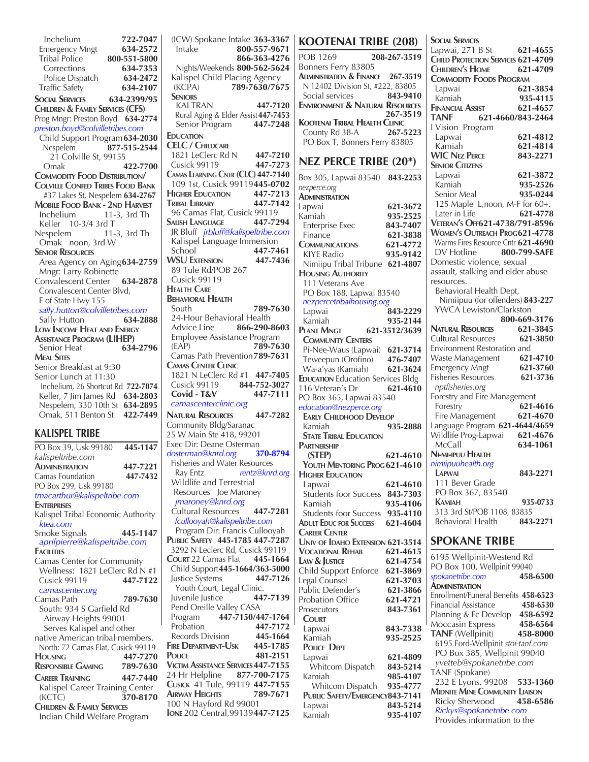Inchelium 722-7047
Emergency Mngt 634-2572
Tribal Police 800-551-5800
Corrections 634-7353
Police Dispatch 634-2472
Traffic Safety 634-2107

**Social Services** 634-2399/95

**Children & Family Services (CFS)**
Prog Mngr: Preston Boyd 634-2774
*preston.boyd@colvilletribes.com*
Child Support Program 634-2030
Nespelem 877-515-2544
21 Colville St, 99155
Omak 422-7700

**Commodity Food Distribution/ Colville Confed Tribes Food Bank**
#37 Lakes St, Nespelem 634-2767

**Mobile Food Bank - 2nd Harvest**
Inchelium 11-3, 3rd Th
Keller 10-3/4 3rd T
Nespelem 11-3, 3rd Th
Omak noon, 3rd W

**Senior Resources**
Area Agency on Aging 634-2759
Mngr: Larry Robinette
Convalescent Center 634-2878
Convalescent Center Blvd, E of State Hwy 155
*sally.hutton@colvilletribes.com*
Sally Hutton 634-2888

**Low Income Heat and Energy Assistance Program (LIHEP)**
Senior Heat 634-2796

**Meal Sites**
Senior Breakfast at 9:30
Senior Lunch at 11:30
Inchelium, 26 Shortcut Rd 722-7074
Keller, 7 Jim James Rd 634-2803
Nespelem, 330 10th St 634-2895
Omak, 511 Benton St 422-7449

## KALISPEL TRIBE

PO Box 39, Usk 99180 445-1147
*kalispeltribe.com*

**Administration** 447-7221
Camas Foundation 447-7432
PO Box 299, Usk 99180
*tmacarthur@kalispeltribe.com*

**Enterprises**
Kalispel Tribal Economic Authority
*ktea.com*
Smoke Signals 445-1147
*aprilpierre@kalispeltribe.com*

**Facilities**
Camas Center for Community Wellness: 1821 LeClerc Rd N #1
Cusick 99119 447-7122
*camascenter.org*
Camas Path 789-7630
South: 934 S Garfield Rd
Airway Heights 99001
Serves Kalispel and other native American tribal members.
North: 72 Camas Flat, Cusick 99119

**Housing** 447-7270

**Responsible Gaming** 789-7630

**Career Training** 447-7440
Kalispel Career Training Center (KCTC) 370-8170

**Children & Family Services**
Indian Child Welfare Program (ICW) Spokane Intake 363-3367
Intake 800-557-9671
866-363-4276
Nights/Weekends 800-562-5624
Kalispel Child Placing Agency (KCPA) 789-7630/7675

**Seniors**
KALTRAN 447-7120
Rural Aging & Elder Assist 447-7453
Senior Program 447-7248

**Education**

**CELC / Childcare**
1821 LeClerc Rd N 447-7210
Cusick 99119 447-7273

**Camas Learning Cntr (CLC)** 447-7140
109 1st, Cusick 99119 445-0702

**Higher Education** 447-7213

**Tribal Library** 447-7142
96 Camas Flat, Cusick 99119

**Salish Language** 447-7294
JR Bluff *jrbluff@kalispeltribe.com*
Kalispel Language Immersion School 447-7461

**WSU Extension** 447-7436
89 Tule Rd/POB 267
Cusick 99119

**Health Care**

**Behavioral Health**
South 789-7630
24-Hour Behavioral Health Advice Line 866-290-8603
Employee Assistance Program (EAP) 789-7630
Camas Path Prevention 789-7631

**Camas Center Clinic**
1821 N LeClerc Rd #1 447-7405
Cusick 99119 844-752-3027
**Covid - T&V** 447-7111
*camascenterclinic.org*

**Natural Resources** 447-7282
Community Bldg/Saranac
25 W Main Ste 418, 99201
Exec Dir: Deane Osterman
*dosterman@knrd.org* 370-8794
Fisheries and Water Resources
Ray Entz *rentz@knrd.org*
Wildlife and Terrestrial Resources Joe Maroney
*jmaroney@knrd.org*
Cultural Resources 447-7281
*fcullooyah@kalispeltribe.com*
Program Dir: Francis Cullooyah

**Public Safety** 445-1785 447-7287
3292 N Leclerc Rd, Cusick 99119

**Court** 22 Camas Flat 445-1664
Child Support 445-1664/363-5000
Justice Systems 447-7126
Youth Court, Legal Clinic.
Juvenile Justice 447-7139
Pend Oreille Valley CASA Program 447-7150/447-1764
Probation 447-7172
Records Division 445-1664

**Fire Department-Usk** 445-1785

**Police** 481-2151

**Victim Assistance Services** 447-7155
24 Hr Helpline 877-700-7175

**Cusick** 41 Tule, 99119 447-7155

**Airway Heights** 789-7671
100 N Hayford Rd 99001

**Ione** 202 Central, 99139 447-7125

## KOOTENAI TRIBE (208)

POB 1269 208-267-3519
Bonners Ferry 83805

**Administration & Finance** 267-3519
N 12402 Division St, #222, 83805
Social services 843-9410

**Environment & Natural Resources** 267-3519

**Kootenai Tribal Health Clinic**
County Rd 38-A 267-5223
PO Box T, Bonners Ferry 83805

## NEZ PERCE TRIBE (20*)

Box 305, Lapwai 83540 843-2253
*nezperce.org*

**Administration**
Lapwai 621-3672
Kamiah 935-2525
Enterprise Exec 843-7407
Finance 621-3838

**Communications** 621-4772
KIYE Radio 935-9142
Nimiipuu Tribal Tribune 621-4807

**Housing Authority**
111 Veterans Ave
PO Box 188, Lapwai 83540
*nezpercetribalhousing.org*
Lapwai 843-2229
Kamiah 935-2144

**Plant Mngt** 621-3512/3639

**Community Centers**
Pi-Nee-Waus (Lapwai) 621-3714
Teweepun (Orofino) 476-7407
Wa-a'yas (Kamiah) 621-3624

**Education** Education Services Bldg
116 Veteran's Dr 621-4610
PO Box 365, Lapwai 83540
*education@nezperce.org*

**Early Childhood Develop**
Kamiah 935-2888

**State Tribal Education Partnership (STEP)** 621-4610

**Youth Mentoring Prog** 621-4610

**Higher Education**
Lapwai 621-4610
Students foor Success 843-7303
Kamiah 935-4106
Students foor Success 935-4110

**Adult Educ for Success** 621-4604

**Career Center**

**Univ of Idaho Extension** 621-3514

**Vocational Rehab** 621-4615

**Law & Justice** 621-4754
Child Support Enforce 621-3869
Legal Counsel 621-3703
Public Defender's 621-3866
Probation Office 621-4721
Prosecutors 843-7361

**Court**
Lapwai 843-7338
Kamiah 935-2525

**Police Dept**
Lapwai 621-4809
Whitcom Dispatch 843-5214
Kamiah 985-4107
Whitcom Dispatch 935-4777

**Public Safety/Emergency** 843-7141
Lapwai 843-5214
Kamiah 935-4107

**Social Services**
Lapwai, 271 B St 621-4655

**Child Protection Services** 621-4709

**Children's Home** 621-4709

**Commodity Foods Program**
Lapwai 621-3854
Kamiah 935-4115

**Financial Assist** 621-4657

**TANF** 621-4660/843-2464

I Vision Program
Lapwai 621-4812
Kamiah 621-4814

**WIC Nez Perce** 843-2271

**Senior Citizens**
Lapwai 621-3872
Kamiah 935-2526
Senior Meal 935-0244
125 Maple L,noon, M-F for 60+.
Later in Life 621-4778

**Veteran's Off** 621-4738/791-8596

**Women's Outreach Prog** 621-4778
Warms Fires Resource Cntr 621-4690
DV Hotline 800-799-SAFE
Domestic violence, sexual assault, stalking and elder abuse resources.
Behavioral Health Dept, Nimiipuu (for offenders) 843-227
YWCA Lewiston/Clarkston 800-669-3176

**Natural Resources** 621-3845
Cultural Resources 621-3850
Environment Restoration and Waste Management 621-4710
Emergency Mngt 621-3760
Fisheries Resources 621-3736
*nptfisheries.org*
Forestry and Fire Management
Forestry 621-4616
Fire Management 621-4670
Language Program 621-4644/4659
Wildlife Prog-Lapwai 621-4676
McCall 634-1061

**Ni-mi-ipuu Health**
*nimiipuuhealth.org*

**Lapwai** 843-2271
111 Bever Grade
PO Box 367, 83540

**Kamiah** 935-0733
313 3rd St/POB 1108, 83835
Behavioral Health 843-2271

## SPOKANE TRIBE

6195 Wellpinit-Westend Rd
PO Box 100, Wellpinit 99040
*spokanetribe.com* 458-6500

**Administration**
Enrollment/Funeral Benefits 458-6523
Financial Assistance 458-6530
Planning & Ec Develop 458-6592
Moccasin Express 458-6564

**TANF** (Wellpinit) 458-8000
6195 Ford-Wellpinit *stoi-tanf.com*
PO Box 385, Wellpinit 99040
*yvetteb@spokanetribe.com*
TANF (Spokane)
232 E Lyons, 99208 533-1360

**Midnite Mine Community Liaison**
Ricky Sherwood 458-6586
*Rickys@spokanetribe.com*
Provides information to the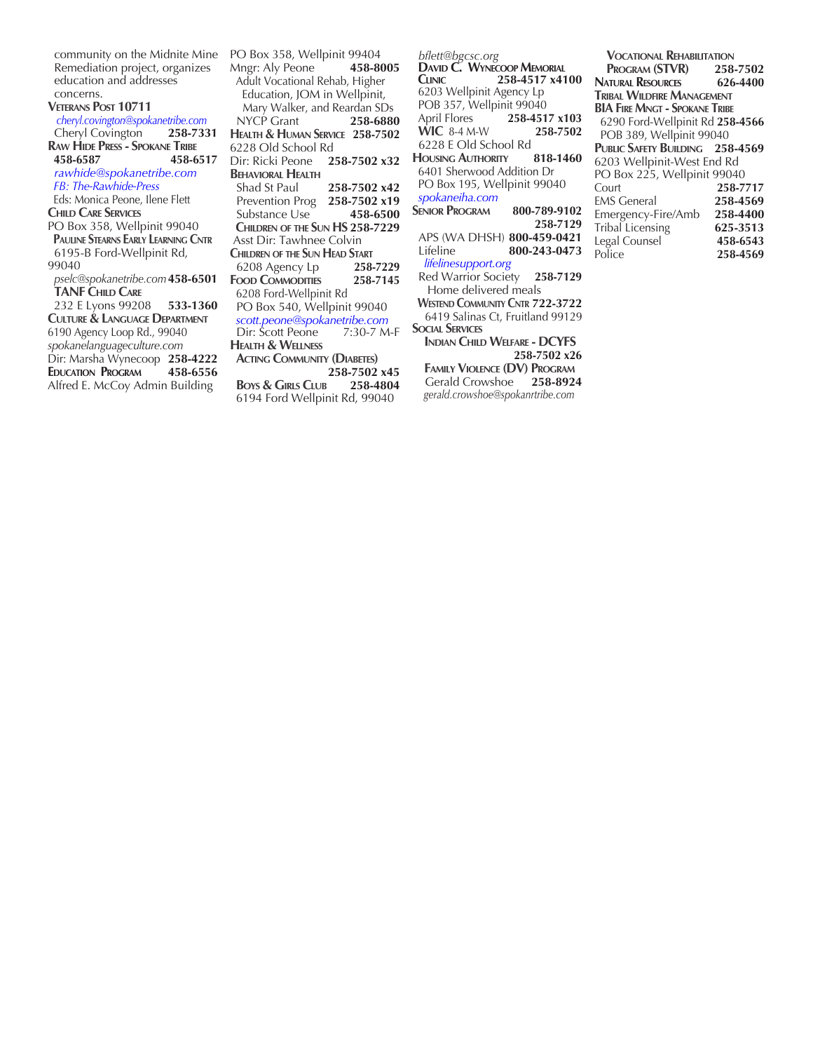community on the Midnite Mine Remediation project, organizes education and addresses concerns.

**Veterans Post 10711**
*cheryl.covington@spokanetribe.com*
Cheryl Covington **258-7331**

**Raw Hide Press - Spokane Tribe**
**458-6587** **458-6517**
*rawhide@spokanetribe.com*
*FB: The-Rawhide-Press*
Eds: Monica Peone, Ilene Flett

**Child Care Services**
PO Box 358, Wellpinit 99040

**Pauline Stearns Early Learning Cntr**
6195-B Ford-Wellpinit Rd, 99040
*pselc@spokanetribe.com* **458-6501**

**TANF Child Care**
232 E Lyons 99208 **533-1360**

**Culture & Language Department**
6190 Agency Loop Rd., 99040
*spokanelanguageculture.com*
Dir: Marsha Wynecoop **258-4222**

**Education Program** **458-6556**
Alfred E. McCoy Admin Building
PO Box 358, Wellpinit 99404
Mngr: Aly Peone **458-8005**
Adult Vocational Rehab, Higher Education, JOM in Wellpinit, Mary Walker, and Reardan SDs
NYCP Grant **258-6880**

**Health & Human Service** **258-7502**
6228 Old School Rd
Dir: Ricki Peone **258-7502 x32**

**Behavioral Health**
Shad St Paul **258-7502 x42**
Prevention Prog **258-7502 x19**
Substance Use **458-6500**

**Children of the Sun HS** **258-7229**
Asst Dir: Tawhnee Colvin

**Children of the Sun Head Start**
6208 Agency Lp **258-7229**

**Food Commodities** **258-7145**
6208 Ford-Wellpinit Rd
PO Box 540, Wellpinit 99040
*scott.peone@spokanetribe.com*
Dir: Scott Peone 7:30-7 M-F

**Health & Wellness**

**Acting Community (Diabetes)**
**258-7502 x45**

**Boys & Girls Club** **258-4804**
6194 Ford Wellpinit Rd, 99040
*bflett@bgcsc.org*

**David C. Wynecoop Memorial Clinic** **258-4517 x4100**
6203 Wellpinit Agency Lp
POB 357, Wellpinit 99040
April Flores **258-4517 x103**

**WIC** 8-4 M-W **258-7502**
6228 E Old School Rd

**Housing Authority** **818-1460**
6401 Sherwood Addition Dr
PO Box 195, Wellpinit 99040
*spokaneiha.com*

**Senior Program** **800-789-9102**
**258-7129**
APS (WA DHSH) **800-459-0421**
Lifeline **800-243-0473**
*lifelinesupport.org*
Red Warrior Society **258-7129**
Home delivered meals

**Westend Community Cntr** **722-3722**
6419 Salinas Ct, Fruitland 99129

**Social Services**

**Indian Child Welfare - DCYFS**
**258-7502 x26**

**Family Violence (DV) Program**
Gerald Crowshoe **258-8924**
*gerald.crowshoe@spokanrtribe.com*

**Vocational Rehabilitation Program (STVR)** **258-7502**

**Natural Resources** **626-4400**

**Tribal Wildfire Management**

**BIA Fire Mngt - Spokane Tribe**
6290 Ford-Wellpinit Rd **258-4566**
POB 389, Wellpinit 99040

**Public Safety Building** **258-4569**
6203 Wellpinit-West End Rd
PO Box 225, Wellpinit 99040
Court **258-7717**
EMS General **258-4569**
Emergency-Fire/Amb **258-4400**
Tribal Licensing **625-3513**
Legal Counsel **458-6543**
Police **258-4569**